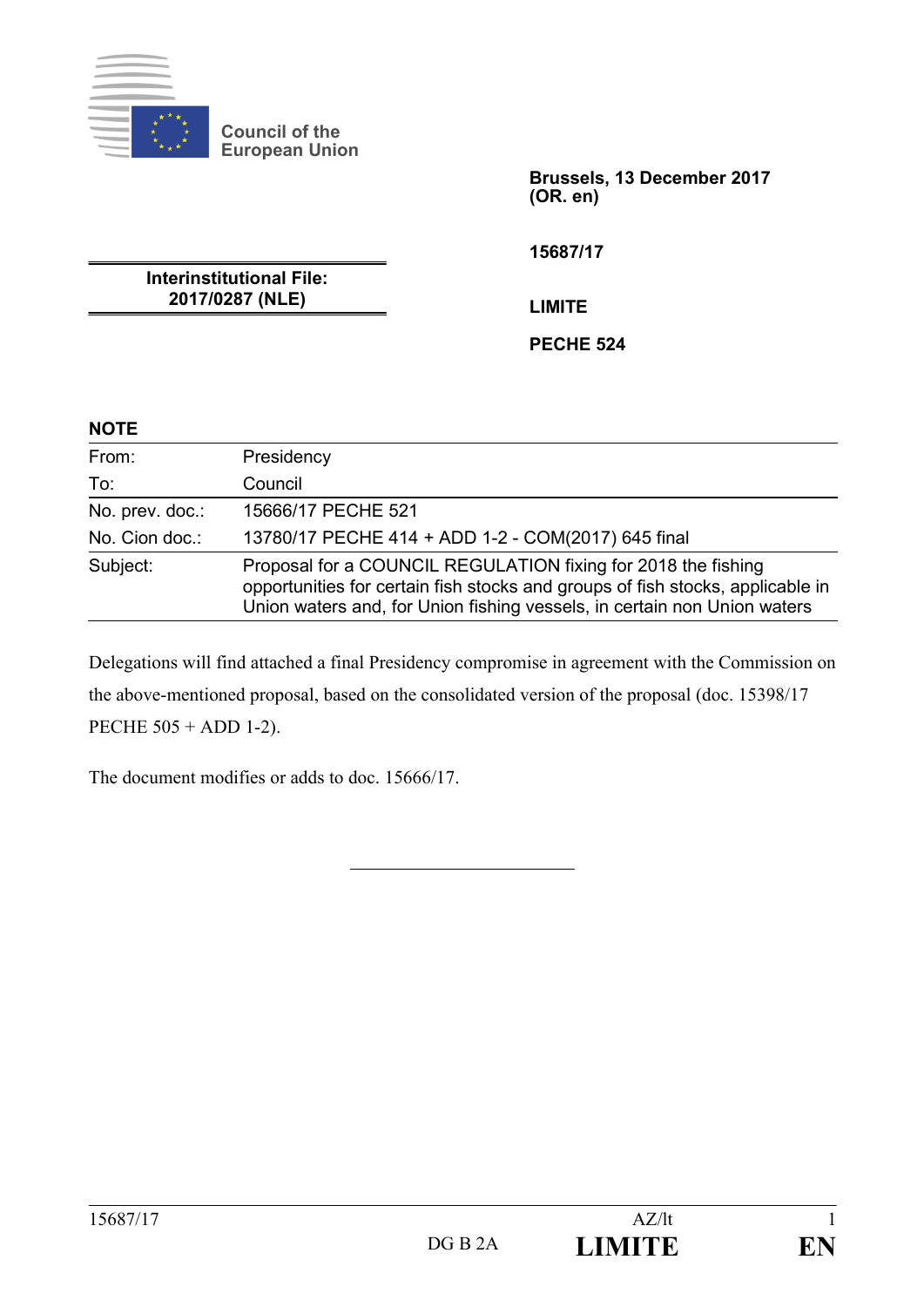Council of the
European Union

**Brussels, 13 December 2017**
**(OR. en)**

**15687/17**

**Interinstitutional File:**
**2017/0287 (NLE)**

**LIMITE**

**PECHE 524**

**NOTE**

| | |
|---|---|
| From: | Presidency |
| To: | Council |
| No. prev. doc.: | 15666/17 PECHE 521 |
| No. Cion doc.: | 13780/17 PECHE 414 + ADD 1-2 - COM(2017) 645 final |
| Subject: | Proposal for a COUNCIL REGULATION fixing for 2018 the fishing opportunities for certain fish stocks and groups of fish stocks, applicable in Union waters and, for Union fishing vessels, in certain non Union waters |

Delegations will find attached a final Presidency compromise in agreement with the Commission on the above-mentioned proposal, based on the consolidated version of the proposal (doc. 15398/17 PECHE 505 + ADD 1-2).

The document modifies or adds to doc. 15666/17.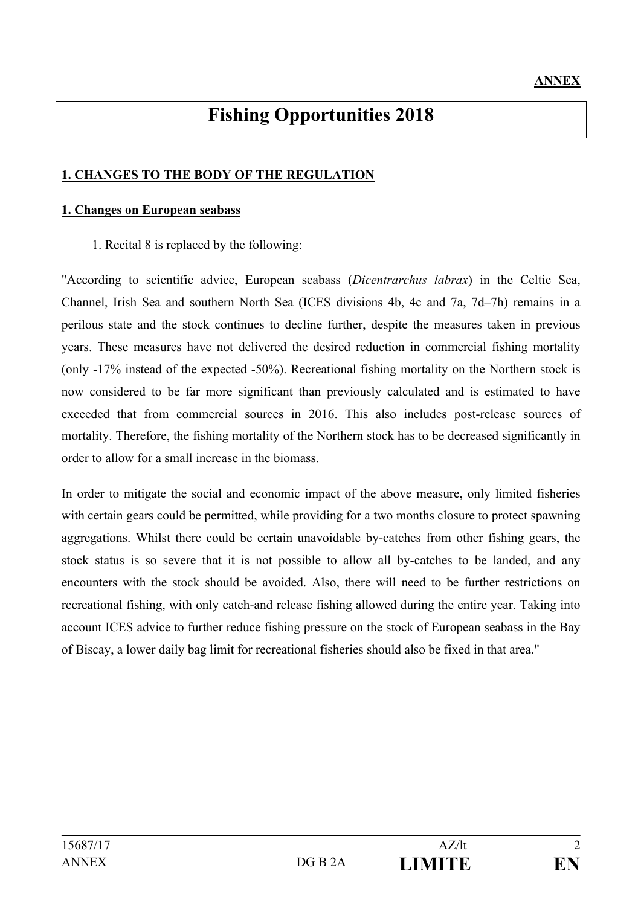**ANNEX**

# Fishing Opportunities 2018

## 1. CHANGES TO THE BODY OF THE REGULATION

### 1. Changes on European seabass

1. Recital 8 is replaced by the following:

"According to scientific advice, European seabass (*Dicentrarchus labrax*) in the Celtic Sea, Channel, Irish Sea and southern North Sea (ICES divisions 4b, 4c and 7a, 7d–7h) remains in a perilous state and the stock continues to decline further, despite the measures taken in previous years. These measures have not delivered the desired reduction in commercial fishing mortality (only -17% instead of the expected -50%). Recreational fishing mortality on the Northern stock is now considered to be far more significant than previously calculated and is estimated to have exceeded that from commercial sources in 2016. This also includes post-release sources of mortality. Therefore, the fishing mortality of the Northern stock has to be decreased significantly in order to allow for a small increase in the biomass.

In order to mitigate the social and economic impact of the above measure, only limited fisheries with certain gears could be permitted, while providing for a two months closure to protect spawning aggregations. Whilst there could be certain unavoidable by-catches from other fishing gears, the stock status is so severe that it is not possible to allow all by-catches to be landed, and any encounters with the stock should be avoided. Also, there will need to be further restrictions on recreational fishing, with only catch-and release fishing allowed during the entire year. Taking into account ICES advice to further reduce fishing pressure on the stock of European seabass in the Bay of Biscay, a lower daily bag limit for recreational fisheries should also be fixed in that area."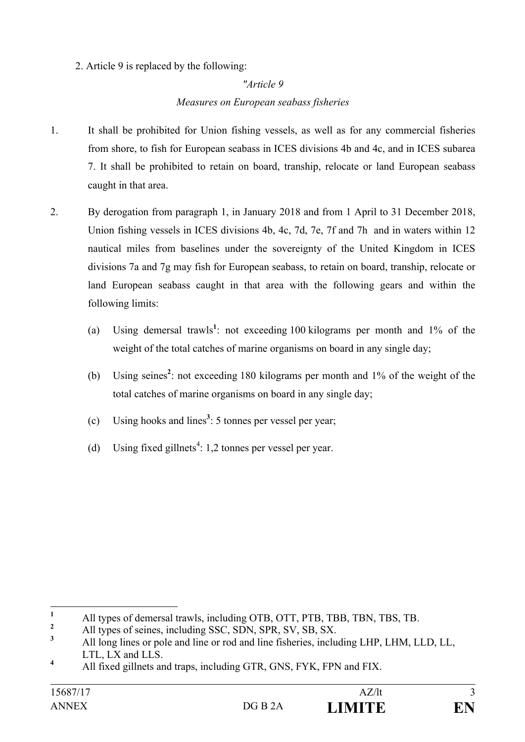2. Article 9 is replaced by the following:

*"Article 9*

*Measures on European seabass fisheries*

1. It shall be prohibited for Union fishing vessels, as well as for any commercial fisheries from shore, to fish for European seabass in ICES divisions 4b and 4c, and in ICES subarea 7. It shall be prohibited to retain on board, tranship, relocate or land European seabass caught in that area.

2. By derogation from paragraph 1, in January 2018 and from 1 April to 31 December 2018, Union fishing vessels in ICES divisions 4b, 4c, 7d, 7e, 7f and 7h and in waters within 12 nautical miles from baselines under the sovereignty of the United Kingdom in ICES divisions 7a and 7g may fish for European seabass, to retain on board, tranship, relocate or land European seabass caught in that area with the following gears and within the following limits:

   (a) Using demersal trawls[1]: not exceeding 100 kilograms per month and 1% of the weight of the total catches of marine organisms on board in any single day;

   (b) Using seines[2]: not exceeding 180 kilograms per month and 1% of the weight of the total catches of marine organisms on board in any single day;

   (c) Using hooks and lines[3]: 5 tonnes per vessel per year;

   (d) Using fixed gillnets[4]: 1,2 tonnes per vessel per year.

---

[1] All types of demersal trawls, including OTB, OTT, PTB, TBB, TBN, TBS, TB.

[2] All types of seines, including SSC, SDN, SPR, SV, SB, SX.

[3] All long lines or pole and line or rod and line fisheries, including LHP, LHM, LLD, LL, LTL, LX and LLS.

[4] All fixed gillnets and traps, including GTR, GNS, FYK, FPN and FIX.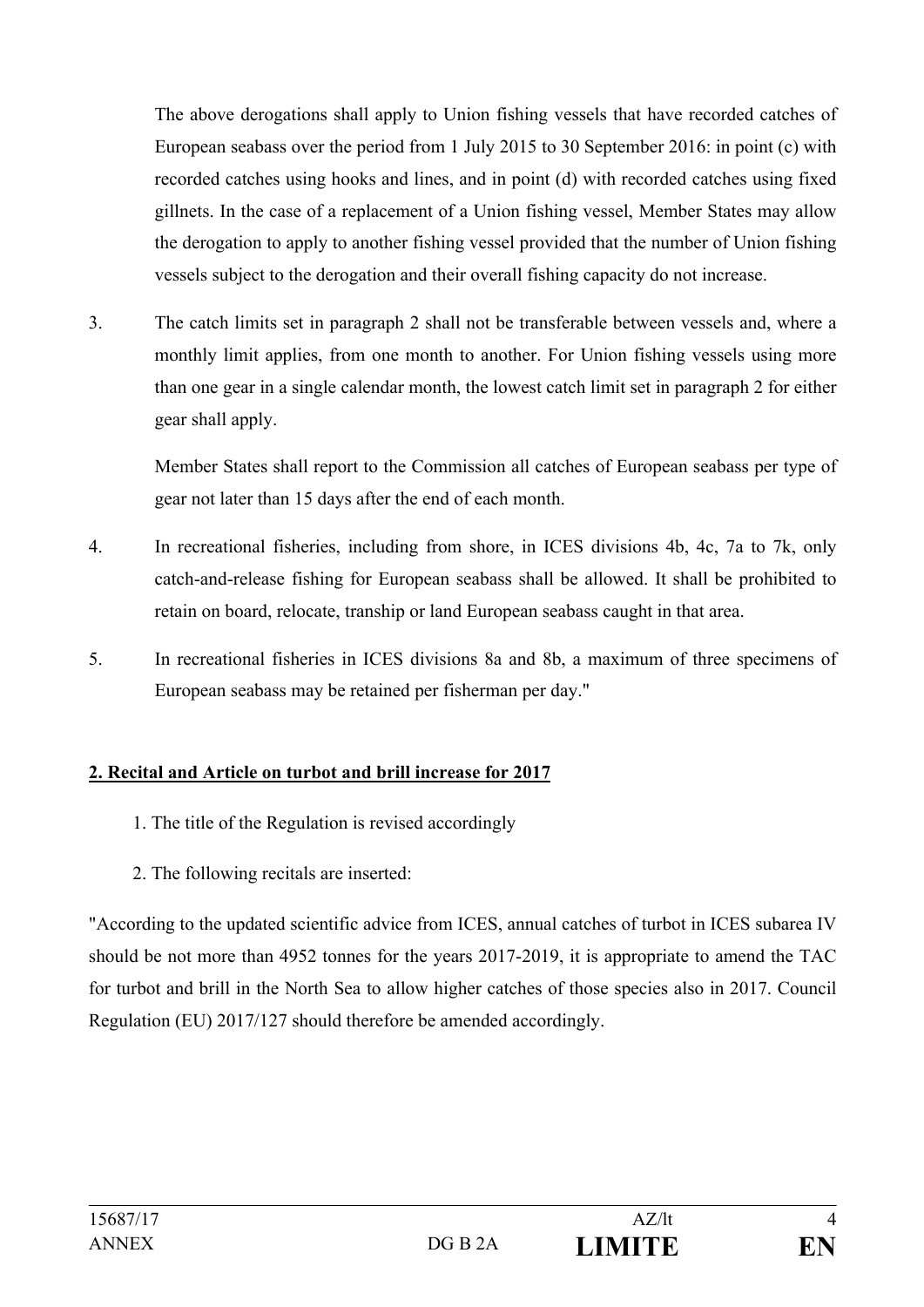The above derogations shall apply to Union fishing vessels that have recorded catches of European seabass over the period from 1 July 2015 to 30 September 2016: in point (c) with recorded catches using hooks and lines, and in point (d) with recorded catches using fixed gillnets. In the case of a replacement of a Union fishing vessel, Member States may allow the derogation to apply to another fishing vessel provided that the number of Union fishing vessels subject to the derogation and their overall fishing capacity do not increase.

3. The catch limits set in paragraph 2 shall not be transferable between vessels and, where a monthly limit applies, from one month to another. For Union fishing vessels using more than one gear in a single calendar month, the lowest catch limit set in paragraph 2 for either gear shall apply.

   Member States shall report to the Commission all catches of European seabass per type of gear not later than 15 days after the end of each month.

4. In recreational fisheries, including from shore, in ICES divisions 4b, 4c, 7a to 7k, only catch-and-release fishing for European seabass shall be allowed. It shall be prohibited to retain on board, relocate, tranship or land European seabass caught in that area.

5. In recreational fisheries in ICES divisions 8a and 8b, a maximum of three specimens of European seabass may be retained per fisherman per day."

**2. Recital and Article on turbot and brill increase for 2017**

1. The title of the Regulation is revised accordingly

2. The following recitals are inserted:

"According to the updated scientific advice from ICES, annual catches of turbot in ICES subarea IV should be not more than 4952 tonnes for the years 2017-2019, it is appropriate to amend the TAC for turbot and brill in the North Sea to allow higher catches of those species also in 2017. Council Regulation (EU) 2017/127 should therefore be amended accordingly.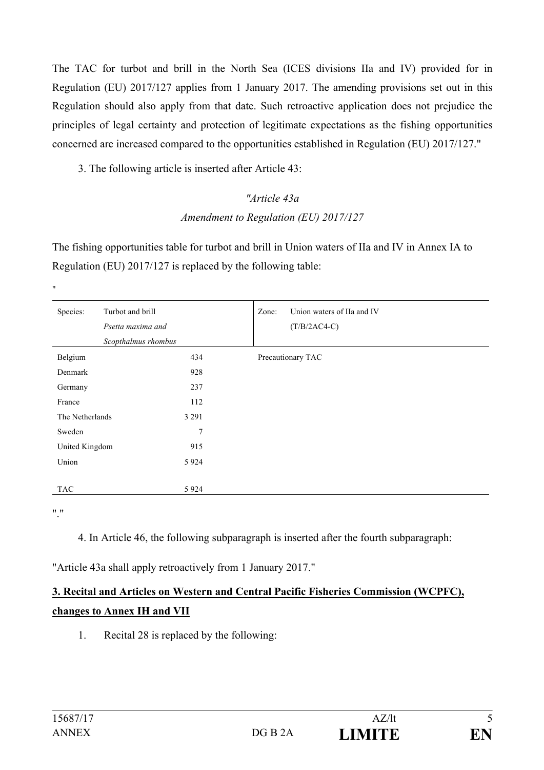The TAC for turbot and brill in the North Sea (ICES divisions IIa and IV) provided for in Regulation (EU) 2017/127 applies from 1 January 2017. The amending provisions set out in this Regulation should also apply from that date. Such retroactive application does not prejudice the principles of legal certainty and protection of legitimate expectations as the fishing opportunities concerned are increased compared to the opportunities established in Regulation (EU) 2017/127."

3. The following article is inserted after Article 43:

*"Article 43a*

*Amendment to Regulation (EU) 2017/127*

The fishing opportunities table for turbot and brill in Union waters of IIa and IV in Annex IA to Regulation (EU) 2017/127 is replaced by the following table:

"

| Species: Turbot and brill *Psetta maxima and Scopthalmus rhombus* | | Zone: Union waters of IIa and IV (T/B/2AC4-C) |
|---|---|---|
| Belgium | 434 | Precautionary TAC |
| Denmark | 928 | |
| Germany | 237 | |
| France | 112 | |
| The Netherlands | 3 291 | |
| Sweden | 7 | |
| United Kingdom | 915 | |
| Union | 5 924 | |
| TAC | 5 924 | |

"."

4. In Article 46, the following subparagraph is inserted after the fourth subparagraph:

"Article 43a shall apply retroactively from 1 January 2017."

**3. Recital and Articles on Western and Central Pacific Fisheries Commission (WCPFC), changes to Annex IH and VII**

1. Recital 28 is replaced by the following: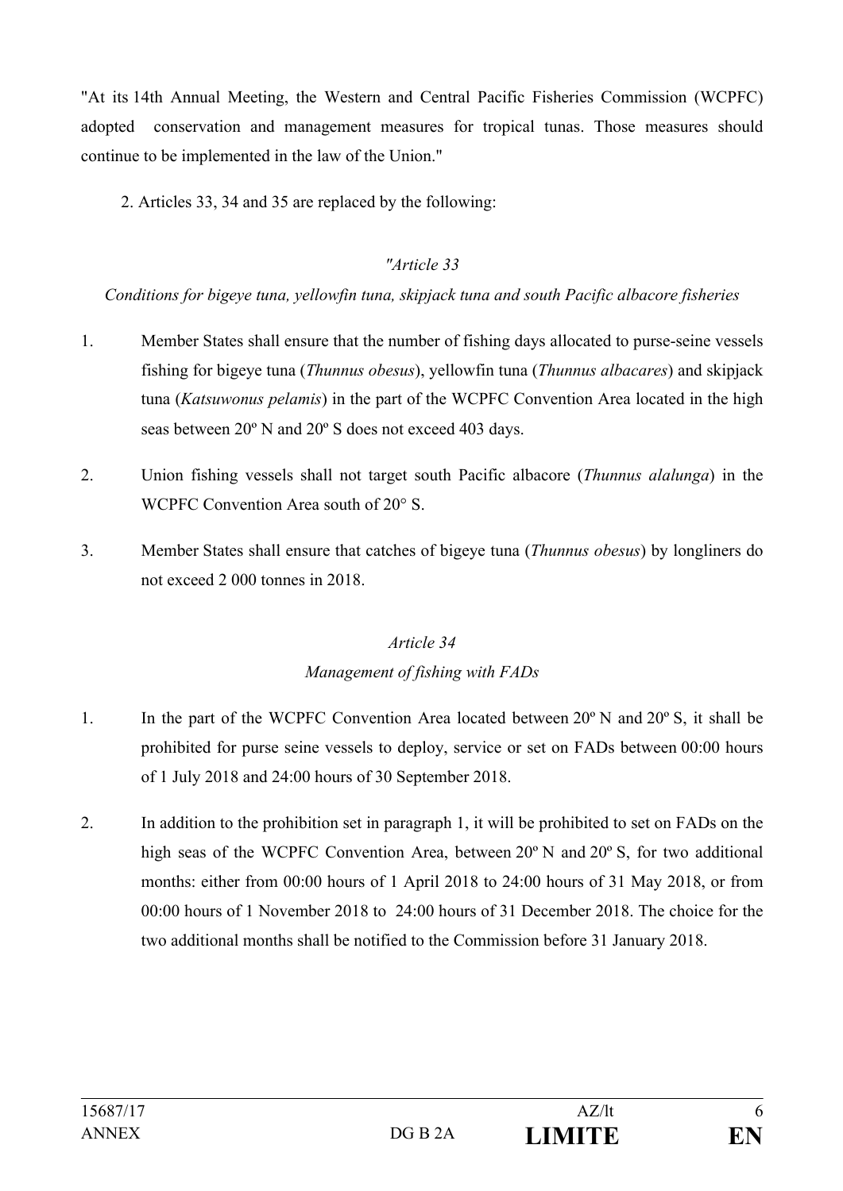"At its 14th Annual Meeting, the Western and Central Pacific Fisheries Commission (WCPFC) adopted conservation and management measures for tropical tunas. Those measures should continue to be implemented in the law of the Union."

2. Articles 33, 34 and 35 are replaced by the following:

*"Article 33*

*Conditions for bigeye tuna, yellowfin tuna, skipjack tuna and south Pacific albacore fisheries*

1. Member States shall ensure that the number of fishing days allocated to purse-seine vessels fishing for bigeye tuna (*Thunnus obesus*), yellowfin tuna (*Thunnus albacares*) and skipjack tuna (*Katsuwonus pelamis*) in the part of the WCPFC Convention Area located in the high seas between 20º N and 20º S does not exceed 403 days.

2. Union fishing vessels shall not target south Pacific albacore (*Thunnus alalunga*) in the WCPFC Convention Area south of 20° S.

3. Member States shall ensure that catches of bigeye tuna (*Thunnus obesus*) by longliners do not exceed 2 000 tonnes in 2018.

*Article 34*

*Management of fishing with FADs*

1. In the part of the WCPFC Convention Area located between 20º N and 20º S, it shall be prohibited for purse seine vessels to deploy, service or set on FADs between 00:00 hours of 1 July 2018 and 24:00 hours of 30 September 2018.

2. In addition to the prohibition set in paragraph 1, it will be prohibited to set on FADs on the high seas of the WCPFC Convention Area, between 20º N and 20º S, for two additional months: either from 00:00 hours of 1 April 2018 to 24:00 hours of 31 May 2018, or from 00:00 hours of 1 November 2018 to 24:00 hours of 31 December 2018. The choice for the two additional months shall be notified to the Commission before 31 January 2018.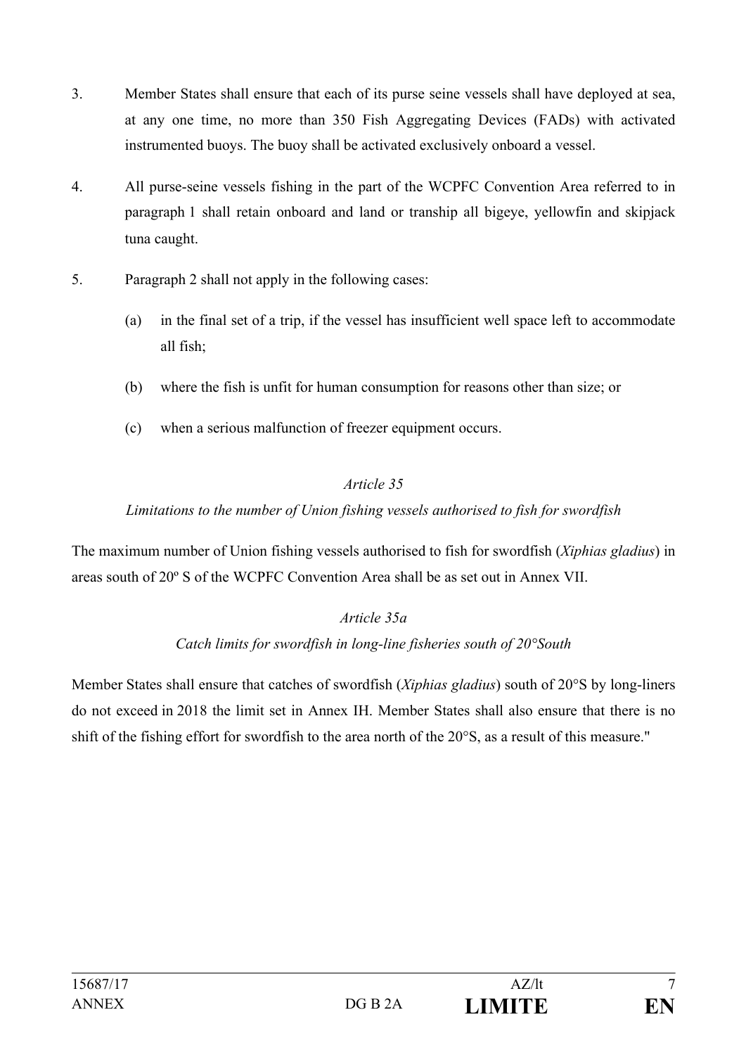3. Member States shall ensure that each of its purse seine vessels shall have deployed at sea, at any one time, no more than 350 Fish Aggregating Devices (FADs) with activated instrumented buoys. The buoy shall be activated exclusively onboard a vessel.

4. All purse-seine vessels fishing in the part of the WCPFC Convention Area referred to in paragraph 1 shall retain onboard and land or tranship all bigeye, yellowfin and skipjack tuna caught.

5. Paragraph 2 shall not apply in the following cases:

   (a) in the final set of a trip, if the vessel has insufficient well space left to accommodate all fish;

   (b) where the fish is unfit for human consumption for reasons other than size; or

   (c) when a serious malfunction of freezer equipment occurs.

*Article 35*

*Limitations to the number of Union fishing vessels authorised to fish for swordfish*

The maximum number of Union fishing vessels authorised to fish for swordfish (*Xiphias gladius*) in areas south of 20º S of the WCPFC Convention Area shall be as set out in Annex VII.

*Article 35a*

*Catch limits for swordfish in long-line fisheries south of 20°South*

Member States shall ensure that catches of swordfish (*Xiphias gladius*) south of 20°S by long-liners do not exceed in 2018 the limit set in Annex IH. Member States shall also ensure that there is no shift of the fishing effort for swordfish to the area north of the 20°S, as a result of this measure."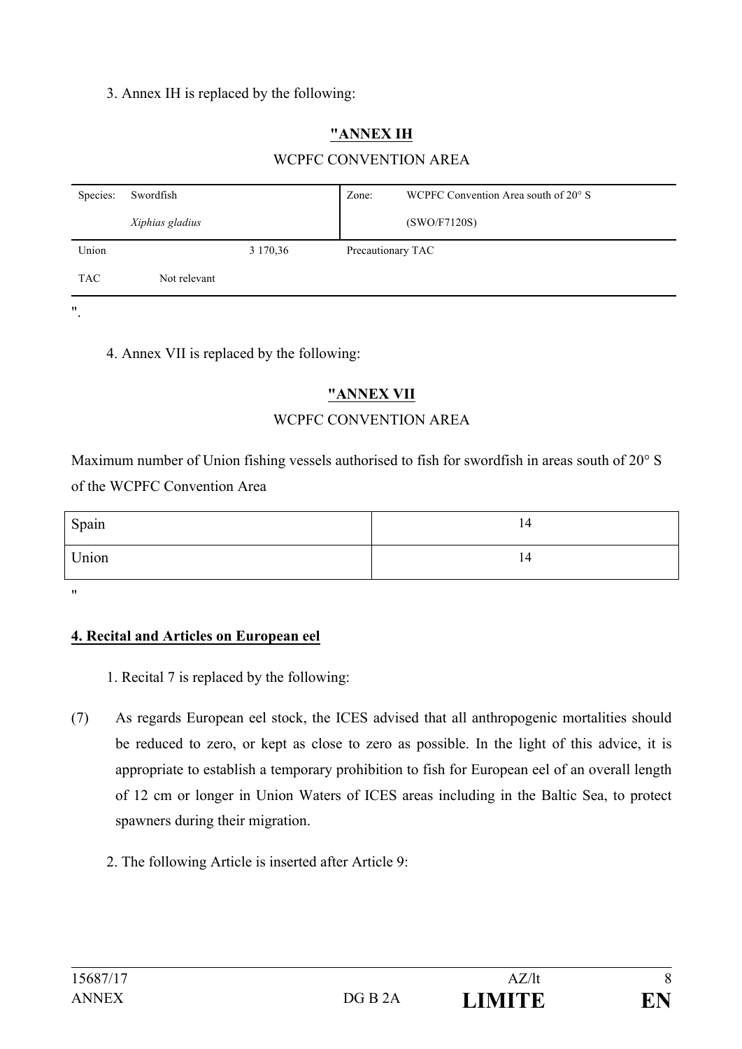3. Annex IH is replaced by the following:

**"ANNEX IH**

WCPFC CONVENTION AREA

| Species: | Swordfish *Xiphias gladius* | Zone: | WCPFC Convention Area south of 20° S (SWO/F7120S) |
|---|---|---|---|
| Union | 3 170,36 | Precautionary TAC | |
| TAC | Not relevant | | |

".

4. Annex VII is replaced by the following:

**"ANNEX VII**

WCPFC CONVENTION AREA

Maximum number of Union fishing vessels authorised to fish for swordfish in areas south of 20° S of the WCPFC Convention Area

| Spain | 14 |
|---|---|
| Union | 14 |

"

**4. Recital and Articles on European eel**

1. Recital 7 is replaced by the following:

(7) As regards European eel stock, the ICES advised that all anthropogenic mortalities should be reduced to zero, or kept as close to zero as possible. In the light of this advice, it is appropriate to establish a temporary prohibition to fish for European eel of an overall length of 12 cm or longer in Union Waters of ICES areas including in the Baltic Sea, to protect spawners during their migration.

2. The following Article is inserted after Article 9: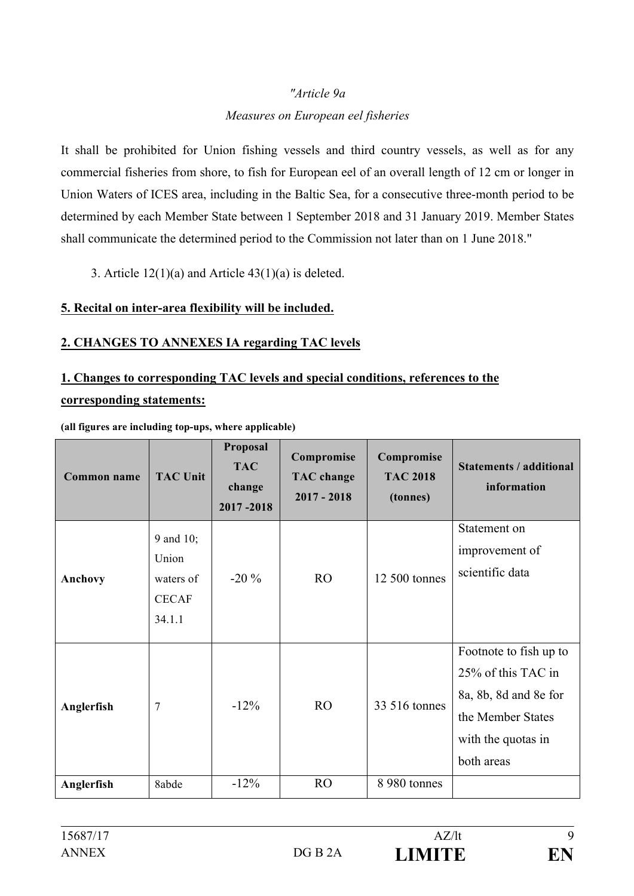*"Article 9a*

*Measures on European eel fisheries*

It shall be prohibited for Union fishing vessels and third country vessels, as well as for any commercial fisheries from shore, to fish for European eel of an overall length of 12 cm or longer in Union Waters of ICES area, including in the Baltic Sea, for a consecutive three-month period to be determined by each Member State between 1 September 2018 and 31 January 2019. Member States shall communicate the determined period to the Commission not later than on 1 June 2018."

3. Article 12(1)(a) and Article 43(1)(a) is deleted.

**5. Recital on inter-area flexibility will be included.**

**2. CHANGES TO ANNEXES IA regarding TAC levels**

**1. Changes to corresponding TAC levels and special conditions, references to the corresponding statements:**

**(all figures are including top-ups, where applicable)**

| Common name | TAC Unit | Proposal TAC change 2017 -2018 | Compromise TAC change 2017 - 2018 | Compromise TAC 2018 (tonnes) | Statements / additional information |
|---|---|---|---|---|---|
| **Anchovy** | 9 and 10; Union waters of CECAF 34.1.1 | -20 % | RO | 12 500 tonnes | Statement on improvement of scientific data |
| **Anglerfish** | 7 | -12% | RO | 33 516 tonnes | Footnote to fish up to 25% of this TAC in 8a, 8b, 8d and 8e for the Member States with the quotas in both areas |
| **Anglerfish** | 8abde | -12% | RO | 8 980 tonnes | |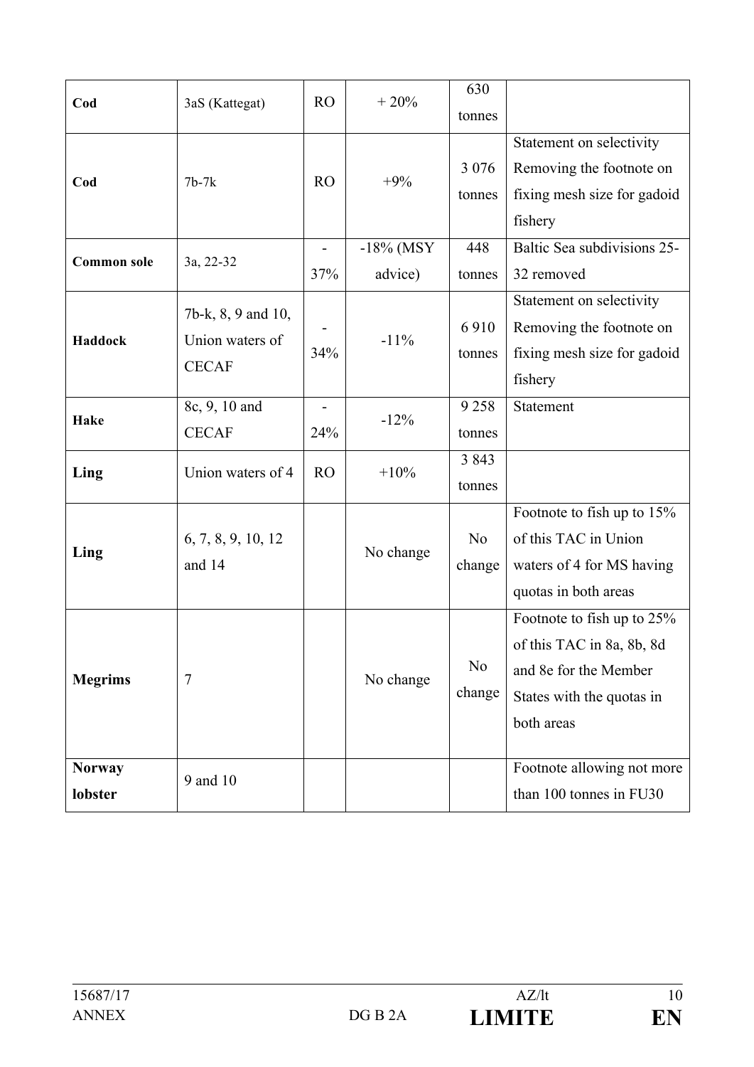| | | | | | |
|---|---|---|---|---|---|
| **Cod** | 3aS (Kattegat) | RO | + 20% | 630 tonnes | |
| **Cod** | 7b-7k | RO | +9% | 3 076 tonnes | Statement on selectivity Removing the footnote on fixing mesh size for gadoid fishery |
| **Common sole** | 3a, 22-32 | - 37% | -18% (MSY advice) | 448 tonnes | Baltic Sea subdivisions 25-32 removed |
| **Haddock** | 7b-k, 8, 9 and 10, Union waters of CECAF | - 34% | -11% | 6 910 tonnes | Statement on selectivity Removing the footnote on fixing mesh size for gadoid fishery |
| **Hake** | 8c, 9, 10 and CECAF | - 24% | -12% | 9 258 tonnes | Statement |
| **Ling** | Union waters of 4 | RO | +10% | 3 843 tonnes | |
| **Ling** | 6, 7, 8, 9, 10, 12 and 14 | | No change | No change | Footnote to fish up to 15% of this TAC in Union waters of 4 for MS having quotas in both areas |
| **Megrims** | 7 | | No change | No change | Footnote to fish up to 25% of this TAC in 8a, 8b, 8d and 8e for the Member States with the quotas in both areas |
| **Norway lobster** | 9 and 10 | | | | Footnote allowing not more than 100 tonnes in FU30 |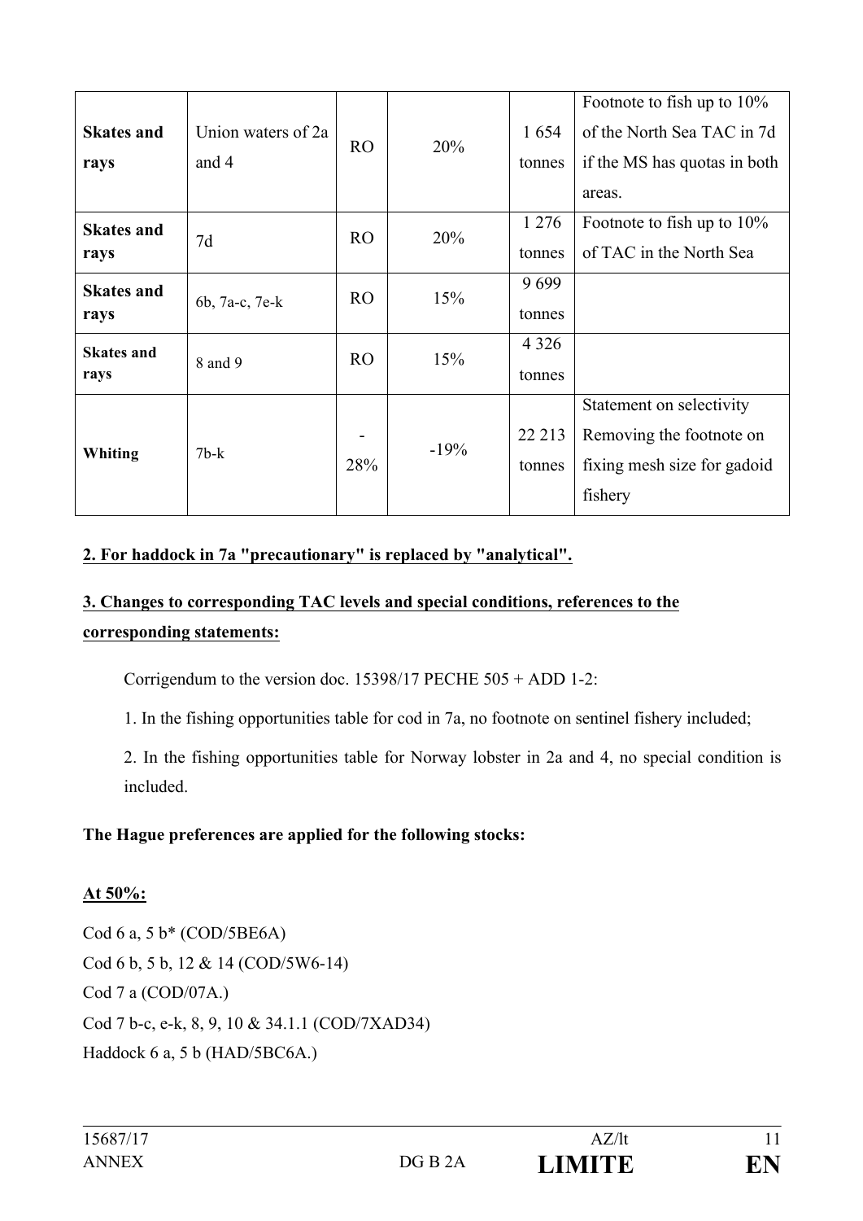| | | | | | |
|---|---|---|---|---|---|
| **Skates and rays** | Union waters of 2a and 4 | RO | 20% | 1 654 tonnes | Footnote to fish up to 10% of the North Sea TAC in 7d if the MS has quotas in both areas. |
| **Skates and rays** | 7d | RO | 20% | 1 276 tonnes | Footnote to fish up to 10% of TAC in the North Sea |
| **Skates and rays** | 6b, 7a-c, 7e-k | RO | 15% | 9 699 tonnes | |
| **Skates and rays** | 8 and 9 | RO | 15% | 4 326 tonnes | |
| **Whiting** | 7b-k | -28% | -19% | 22 213 tonnes | Statement on selectivity Removing the footnote on fixing mesh size for gadoid fishery |

**2. For haddock in 7a "precautionary" is replaced by "analytical".**

**3. Changes to corresponding TAC levels and special conditions, references to the corresponding statements:**

Corrigendum to the version doc. 15398/17 PECHE 505 + ADD 1-2:

1. In the fishing opportunities table for cod in 7a, no footnote on sentinel fishery included;

2. In the fishing opportunities table for Norway lobster in 2a and 4, no special condition is included.

**The Hague preferences are applied for the following stocks:**

**At 50%:**

Cod 6 a, 5 b* (COD/5BE6A)
Cod 6 b, 5 b, 12 & 14 (COD/5W6-14)
Cod 7 a (COD/07A.)
Cod 7 b-c, e-k, 8, 9, 10 & 34.1.1 (COD/7XAD34)
Haddock 6 a, 5 b (HAD/5BC6A.)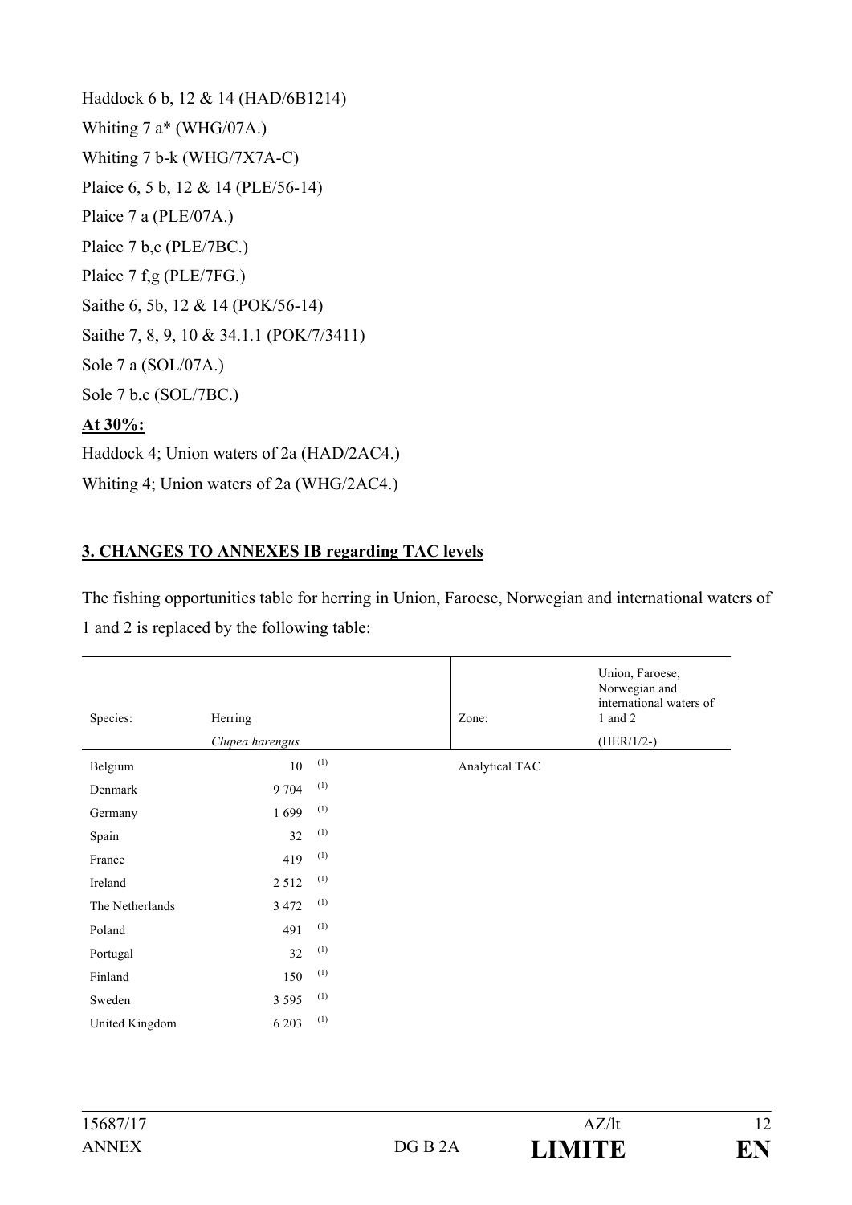Haddock 6 b, 12 & 14 (HAD/6B1214)

Whiting 7 a* (WHG/07A.)

Whiting 7 b-k (WHG/7X7A-C)

Plaice 6, 5 b, 12 & 14 (PLE/56-14)

Plaice 7 a (PLE/07A.)

Plaice 7 b,c (PLE/7BC.)

Plaice 7 f,g (PLE/7FG.)

Saithe 6, 5b, 12 & 14 (POK/56-14)

Saithe 7, 8, 9, 10 & 34.1.1 (POK/7/3411)

Sole 7 a (SOL/07A.)

Sole 7 b,c (SOL/7BC.)

**At 30%:**

Haddock 4; Union waters of 2a (HAD/2AC4.)

Whiting 4; Union waters of 2a (WHG/2AC4.)

**3. CHANGES TO ANNEXES IB regarding TAC levels**

The fishing opportunities table for herring in Union, Faroese, Norwegian and international waters of 1 and 2 is replaced by the following table:

| Species: | Herring *Clupea harengus* | | Zone: | Union, Faroese, Norwegian and international waters of 1 and 2 (HER/1/2-) |
|---|---|---|---|---|
| Belgium | 10 | (1) | Analytical TAC | |
| Denmark | 9 704 | (1) | | |
| Germany | 1 699 | (1) | | |
| Spain | 32 | (1) | | |
| France | 419 | (1) | | |
| Ireland | 2 512 | (1) | | |
| The Netherlands | 3 472 | (1) | | |
| Poland | 491 | (1) | | |
| Portugal | 32 | (1) | | |
| Finland | 150 | (1) | | |
| Sweden | 3 595 | (1) | | |
| United Kingdom | 6 203 | (1) | | |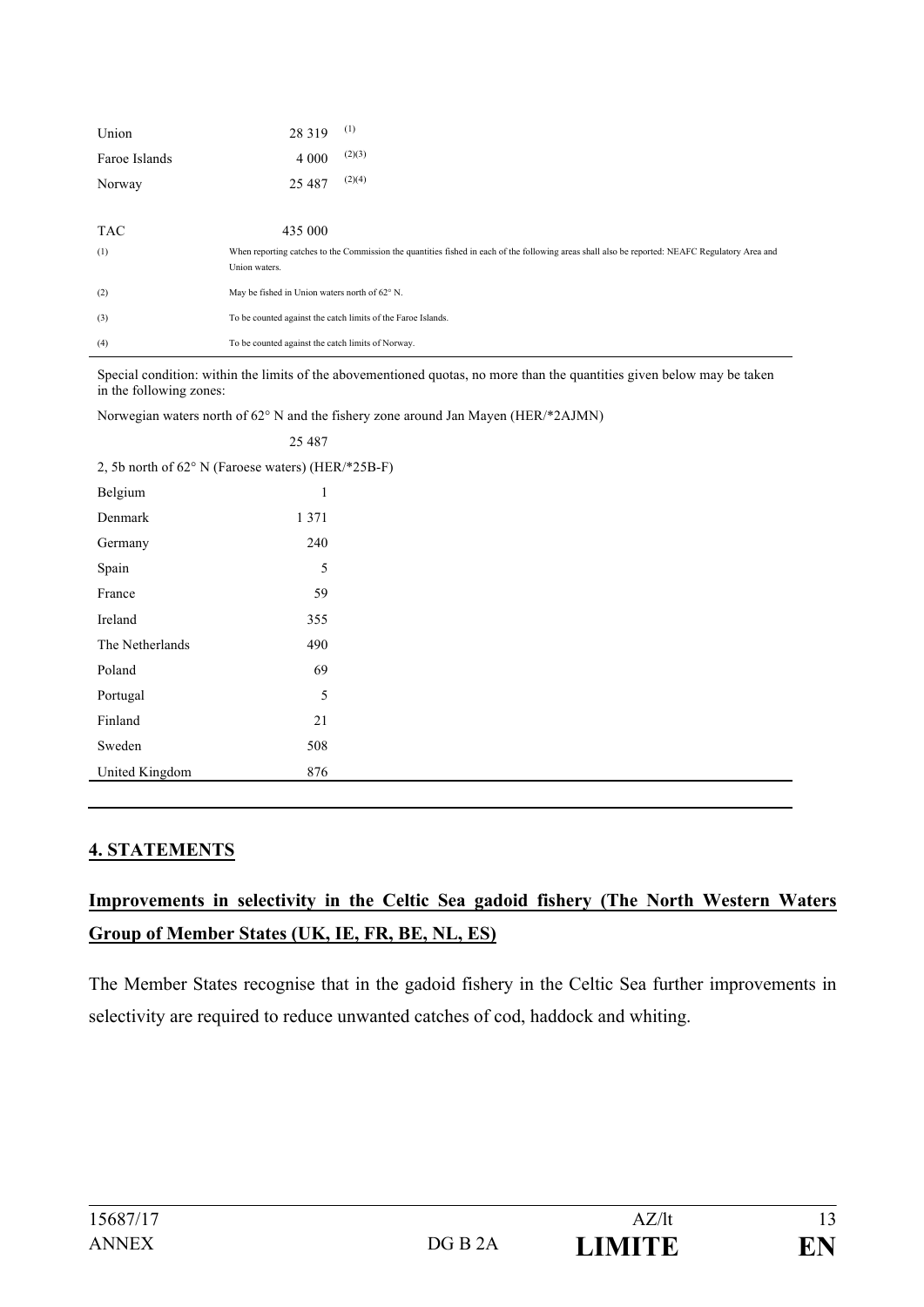| | | |
|---|---|---|
| Union | 28 319 | (1) |
| Faroe Islands | 4 000 | (2)(3) |
| Norway | 25 487 | (2)(4) |
| | | |
| TAC | 435 000 | |

(1) When reporting catches to the Commission the quantities fished in each of the following areas shall also be reported: NEAFC Regulatory Area and Union waters.

(2) May be fished in Union waters north of 62° N.

(3) To be counted against the catch limits of the Faroe Islands.

(4) To be counted against the catch limits of Norway.

Special condition: within the limits of the abovementioned quotas, no more than the quantities given below may be taken in the following zones:

Norwegian waters north of 62° N and the fishery zone around Jan Mayen (HER/*2AJMN)

25 487

2, 5b north of 62° N (Faroese waters) (HER/*25B-F)

| | |
|---|---|
| Belgium | 1 |
| Denmark | 1 371 |
| Germany | 240 |
| Spain | 5 |
| France | 59 |
| Ireland | 355 |
| The Netherlands | 490 |
| Poland | 69 |
| Portugal | 5 |
| Finland | 21 |
| Sweden | 508 |
| United Kingdom | 876 |

## 4. STATEMENTS

### Improvements in selectivity in the Celtic Sea gadoid fishery (The North Western Waters Group of Member States (UK, IE, FR, BE, NL, ES)

The Member States recognise that in the gadoid fishery in the Celtic Sea further improvements in selectivity are required to reduce unwanted catches of cod, haddock and whiting.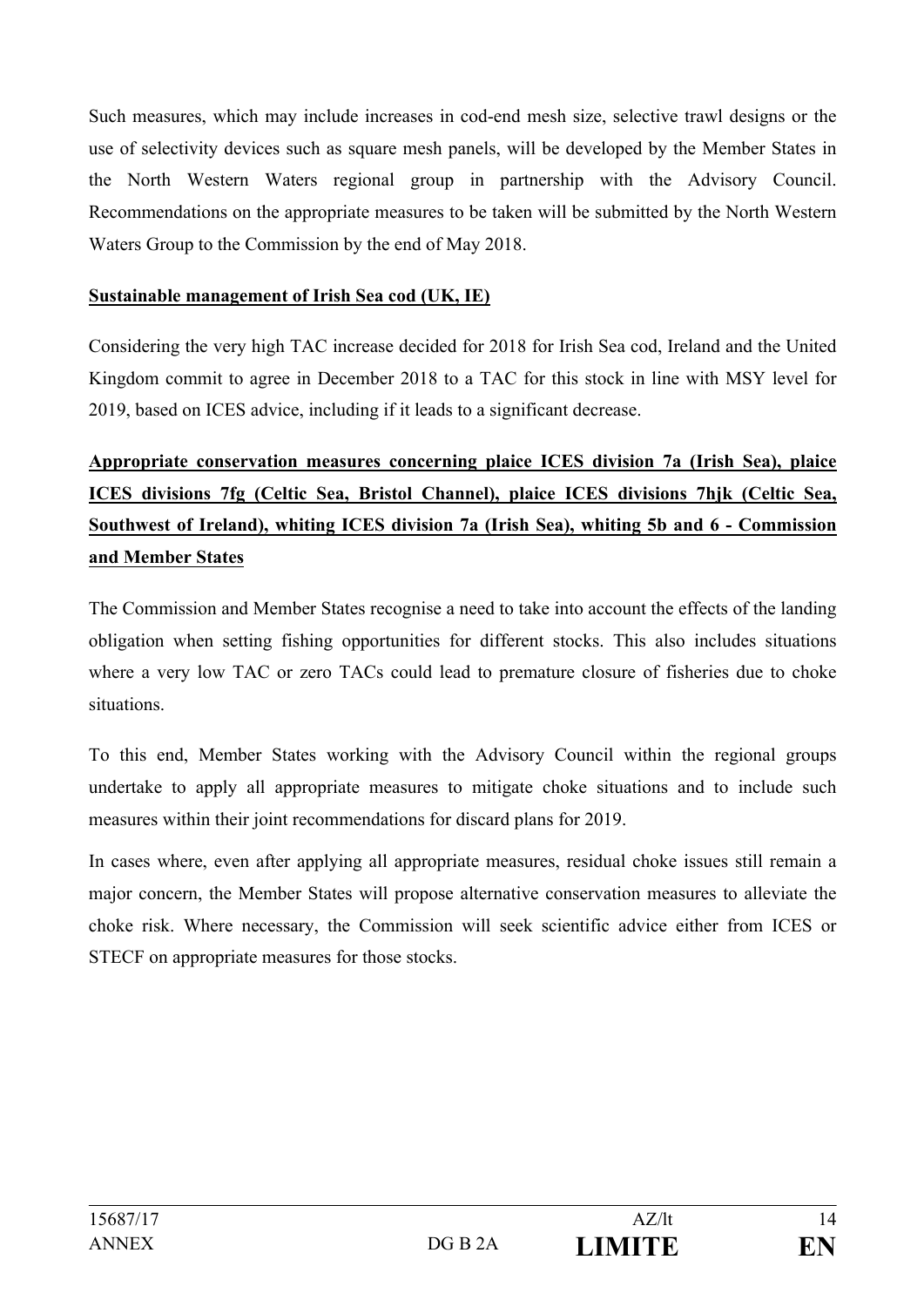Such measures, which may include increases in cod-end mesh size, selective trawl designs or the use of selectivity devices such as square mesh panels, will be developed by the Member States in the North Western Waters regional group in partnership with the Advisory Council. Recommendations on the appropriate measures to be taken will be submitted by the North Western Waters Group to the Commission by the end of May 2018.

**Sustainable management of Irish Sea cod (UK, IE)**

Considering the very high TAC increase decided for 2018 for Irish Sea cod, Ireland and the United Kingdom commit to agree in December 2018 to a TAC for this stock in line with MSY level for 2019, based on ICES advice, including if it leads to a significant decrease.

**Appropriate conservation measures concerning plaice ICES division 7a (Irish Sea), plaice ICES divisions 7fg (Celtic Sea, Bristol Channel), plaice ICES divisions 7hjk (Celtic Sea, Southwest of Ireland), whiting ICES division 7a (Irish Sea), whiting 5b and 6 - Commission and Member States**

The Commission and Member States recognise a need to take into account the effects of the landing obligation when setting fishing opportunities for different stocks. This also includes situations where a very low TAC or zero TACs could lead to premature closure of fisheries due to choke situations.

To this end, Member States working with the Advisory Council within the regional groups undertake to apply all appropriate measures to mitigate choke situations and to include such measures within their joint recommendations for discard plans for 2019.

In cases where, even after applying all appropriate measures, residual choke issues still remain a major concern, the Member States will propose alternative conservation measures to alleviate the choke risk. Where necessary, the Commission will seek scientific advice either from ICES or STECF on appropriate measures for those stocks.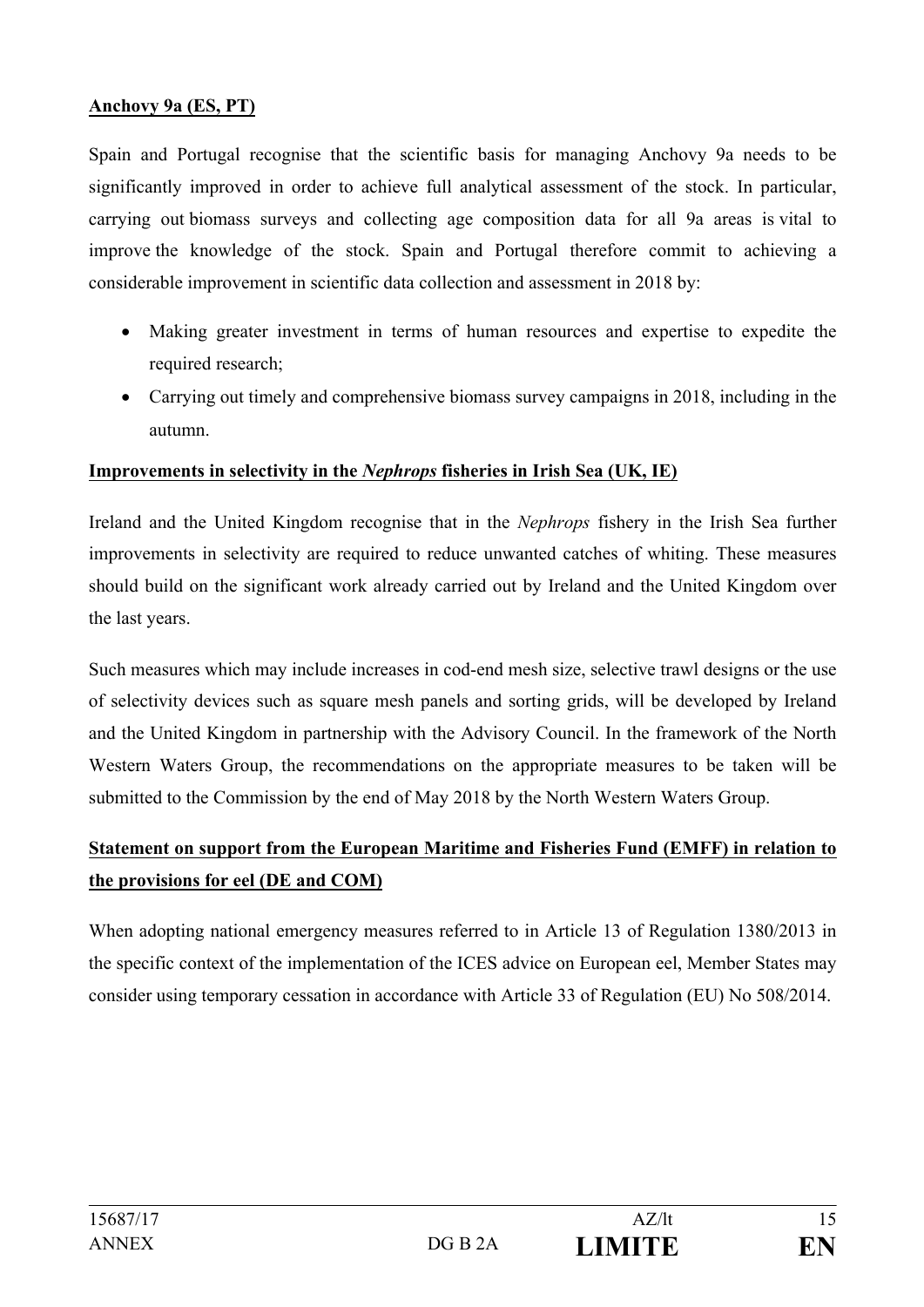**Anchovy 9a (ES, PT)**

Spain and Portugal recognise that the scientific basis for managing Anchovy 9a needs to be significantly improved in order to achieve full analytical assessment of the stock. In particular, carrying out biomass surveys and collecting age composition data for all 9a areas is vital to improve the knowledge of the stock. Spain and Portugal therefore commit to achieving a considerable improvement in scientific data collection and assessment in 2018 by:

- Making greater investment in terms of human resources and expertise to expedite the required research;
- Carrying out timely and comprehensive biomass survey campaigns in 2018, including in the autumn.

**Improvements in selectivity in the *Nephrops* fisheries in Irish Sea (UK, IE)**

Ireland and the United Kingdom recognise that in the *Nephrops* fishery in the Irish Sea further improvements in selectivity are required to reduce unwanted catches of whiting. These measures should build on the significant work already carried out by Ireland and the United Kingdom over the last years.

Such measures which may include increases in cod-end mesh size, selective trawl designs or the use of selectivity devices such as square mesh panels and sorting grids, will be developed by Ireland and the United Kingdom in partnership with the Advisory Council. In the framework of the North Western Waters Group, the recommendations on the appropriate measures to be taken will be submitted to the Commission by the end of May 2018 by the North Western Waters Group.

**Statement on support from the European Maritime and Fisheries Fund (EMFF) in relation to the provisions for eel (DE and COM)**

When adopting national emergency measures referred to in Article 13 of Regulation 1380/2013 in the specific context of the implementation of the ICES advice on European eel, Member States may consider using temporary cessation in accordance with Article 33 of Regulation (EU) No 508/2014.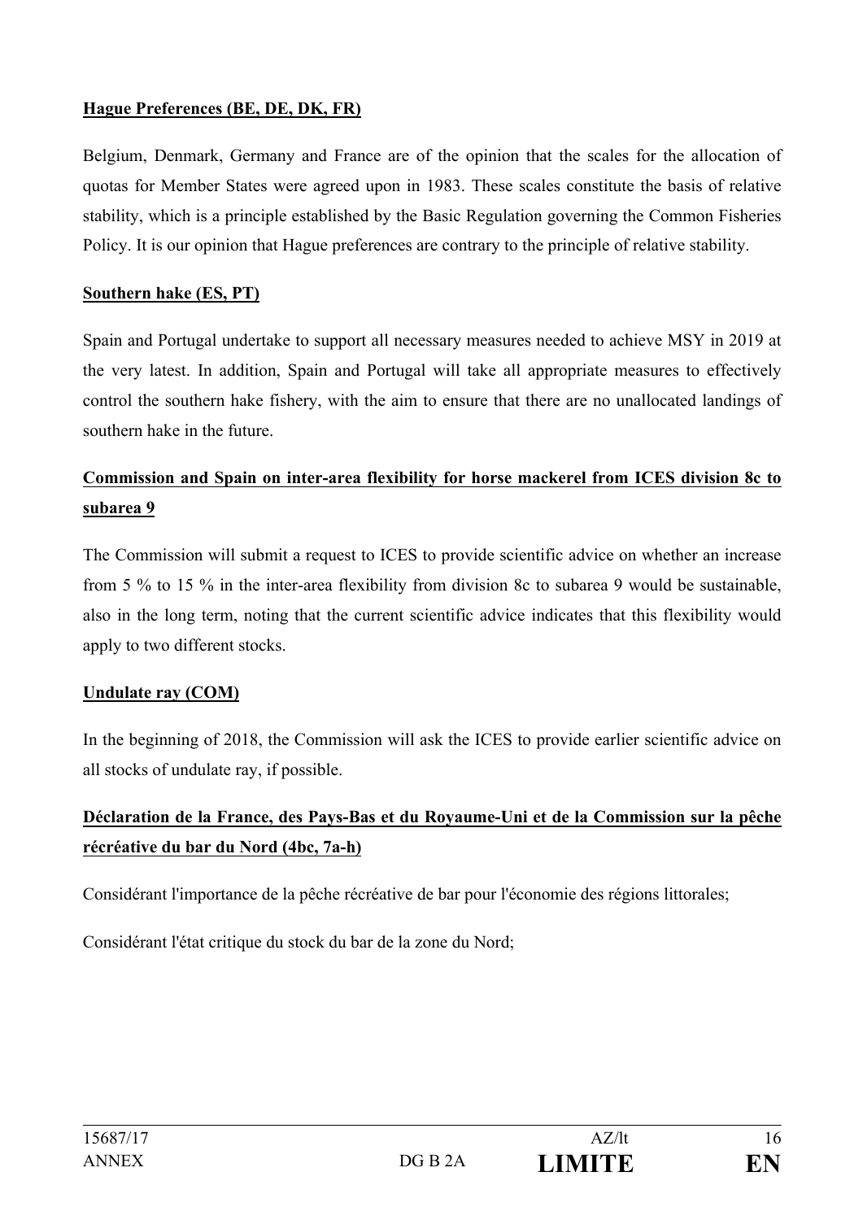**Hague Preferences (BE, DE, DK, FR)**

Belgium, Denmark, Germany and France are of the opinion that the scales for the allocation of quotas for Member States were agreed upon in 1983. These scales constitute the basis of relative stability, which is a principle established by the Basic Regulation governing the Common Fisheries Policy. It is our opinion that Hague preferences are contrary to the principle of relative stability.

**Southern hake (ES, PT)**

Spain and Portugal undertake to support all necessary measures needed to achieve MSY in 2019 at the very latest. In addition, Spain and Portugal will take all appropriate measures to effectively control the southern hake fishery, with the aim to ensure that there are no unallocated landings of southern hake in the future.

**Commission and Spain on inter-area flexibility for horse mackerel from ICES division 8c to subarea 9**

The Commission will submit a request to ICES to provide scientific advice on whether an increase from 5 % to 15 % in the inter-area flexibility from division 8c to subarea 9 would be sustainable, also in the long term, noting that the current scientific advice indicates that this flexibility would apply to two different stocks.

**Undulate ray (COM)**

In the beginning of 2018, the Commission will ask the ICES to provide earlier scientific advice on all stocks of undulate ray, if possible.

**Déclaration de la France, des Pays-Bas et du Royaume-Uni et de la Commission sur la pêche récréative du bar du Nord (4bc, 7a-h)**

Considérant l'importance de la pêche récréative de bar pour l'économie des régions littorales;

Considérant l'état critique du stock du bar de la zone du Nord;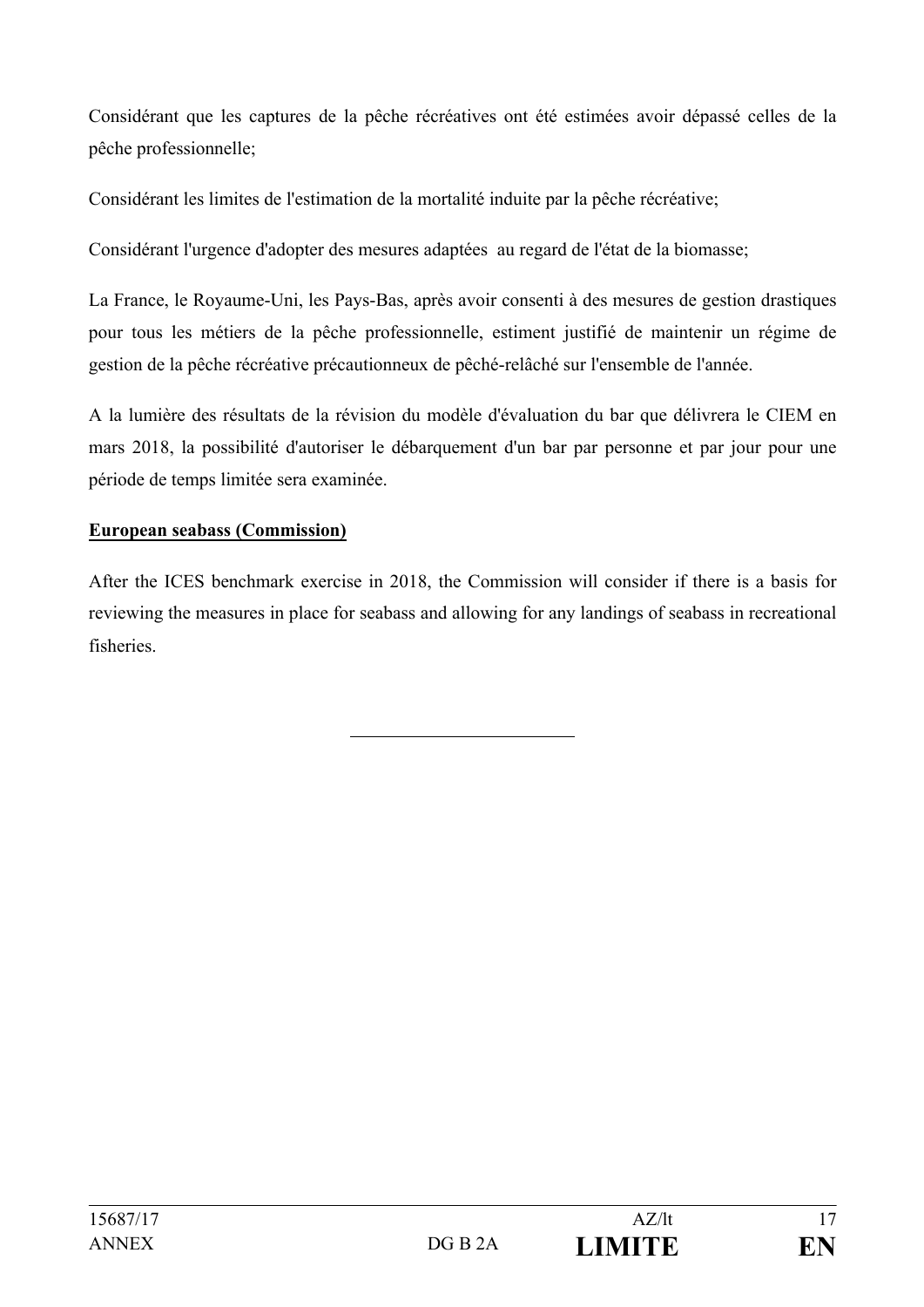Considérant que les captures de la pêche récréatives ont été estimées avoir dépassé celles de la pêche professionnelle;

Considérant les limites de l'estimation de la mortalité induite par la pêche récréative;

Considérant l'urgence d'adopter des mesures adaptées au regard de l'état de la biomasse;

La France, le Royaume-Uni, les Pays-Bas, après avoir consenti à des mesures de gestion drastiques pour tous les métiers de la pêche professionnelle, estiment justifié de maintenir un régime de gestion de la pêche récréative précautionneux de pêché-relâché sur l'ensemble de l'année.

A la lumière des résultats de la révision du modèle d'évaluation du bar que délivrera le CIEM en mars 2018, la possibilité d'autoriser le débarquement d'un bar par personne et par jour pour une période de temps limitée sera examinée.

**European seabass (Commission)**

After the ICES benchmark exercise in 2018, the Commission will consider if there is a basis for reviewing the measures in place for seabass and allowing for any landings of seabass in recreational fisheries.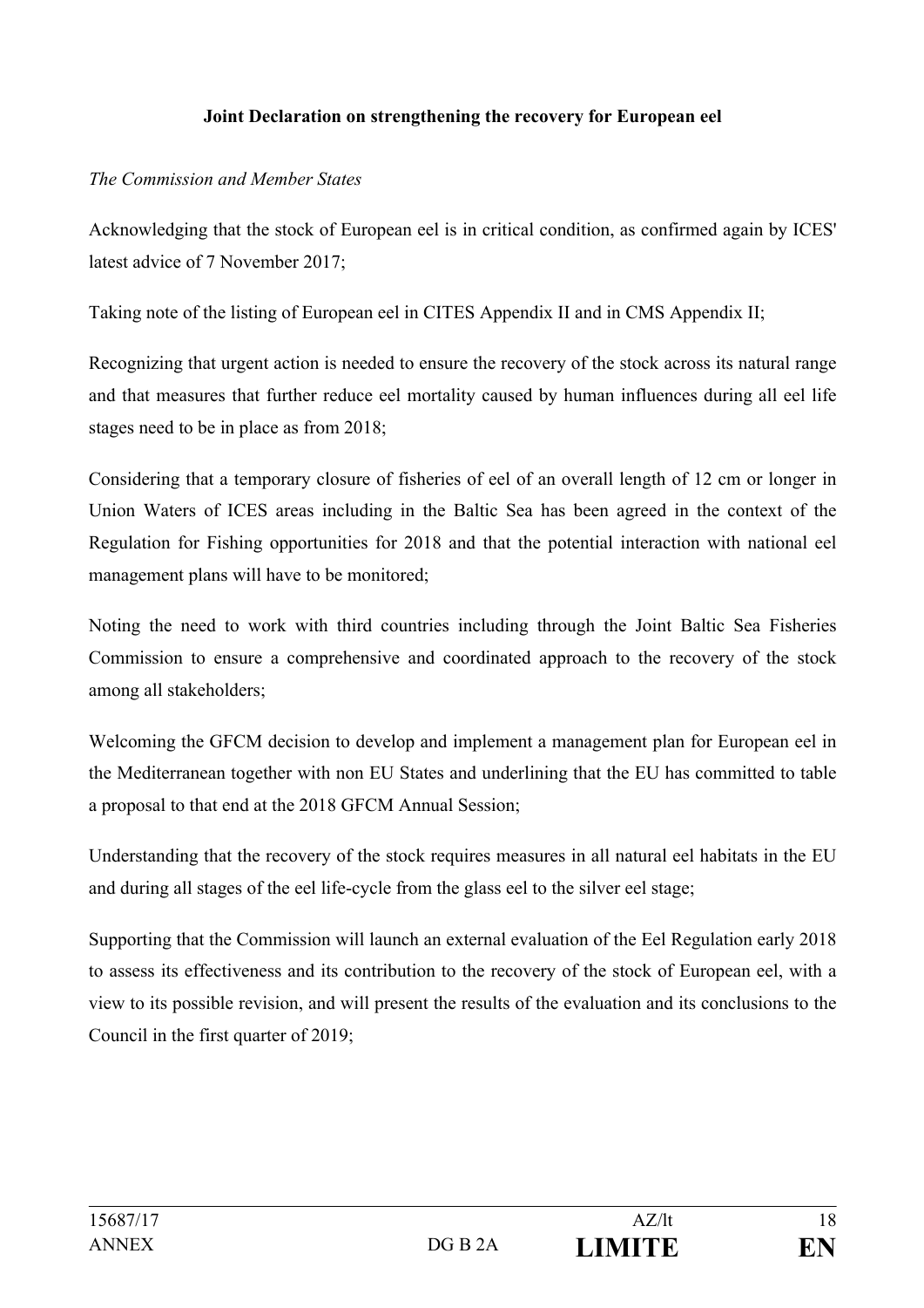**Joint Declaration on strengthening the recovery for European eel**

*The Commission and Member States*

Acknowledging that the stock of European eel is in critical condition, as confirmed again by ICES' latest advice of 7 November 2017;

Taking note of the listing of European eel in CITES Appendix II and in CMS Appendix II;

Recognizing that urgent action is needed to ensure the recovery of the stock across its natural range and that measures that further reduce eel mortality caused by human influences during all eel life stages need to be in place as from 2018;

Considering that a temporary closure of fisheries of eel of an overall length of 12 cm or longer in Union Waters of ICES areas including in the Baltic Sea has been agreed in the context of the Regulation for Fishing opportunities for 2018 and that the potential interaction with national eel management plans will have to be monitored;

Noting the need to work with third countries including through the Joint Baltic Sea Fisheries Commission to ensure a comprehensive and coordinated approach to the recovery of the stock among all stakeholders;

Welcoming the GFCM decision to develop and implement a management plan for European eel in the Mediterranean together with non EU States and underlining that the EU has committed to table a proposal to that end at the 2018 GFCM Annual Session;

Understanding that the recovery of the stock requires measures in all natural eel habitats in the EU and during all stages of the eel life-cycle from the glass eel to the silver eel stage;

Supporting that the Commission will launch an external evaluation of the Eel Regulation early 2018 to assess its effectiveness and its contribution to the recovery of the stock of European eel, with a view to its possible revision, and will present the results of the evaluation and its conclusions to the Council in the first quarter of 2019;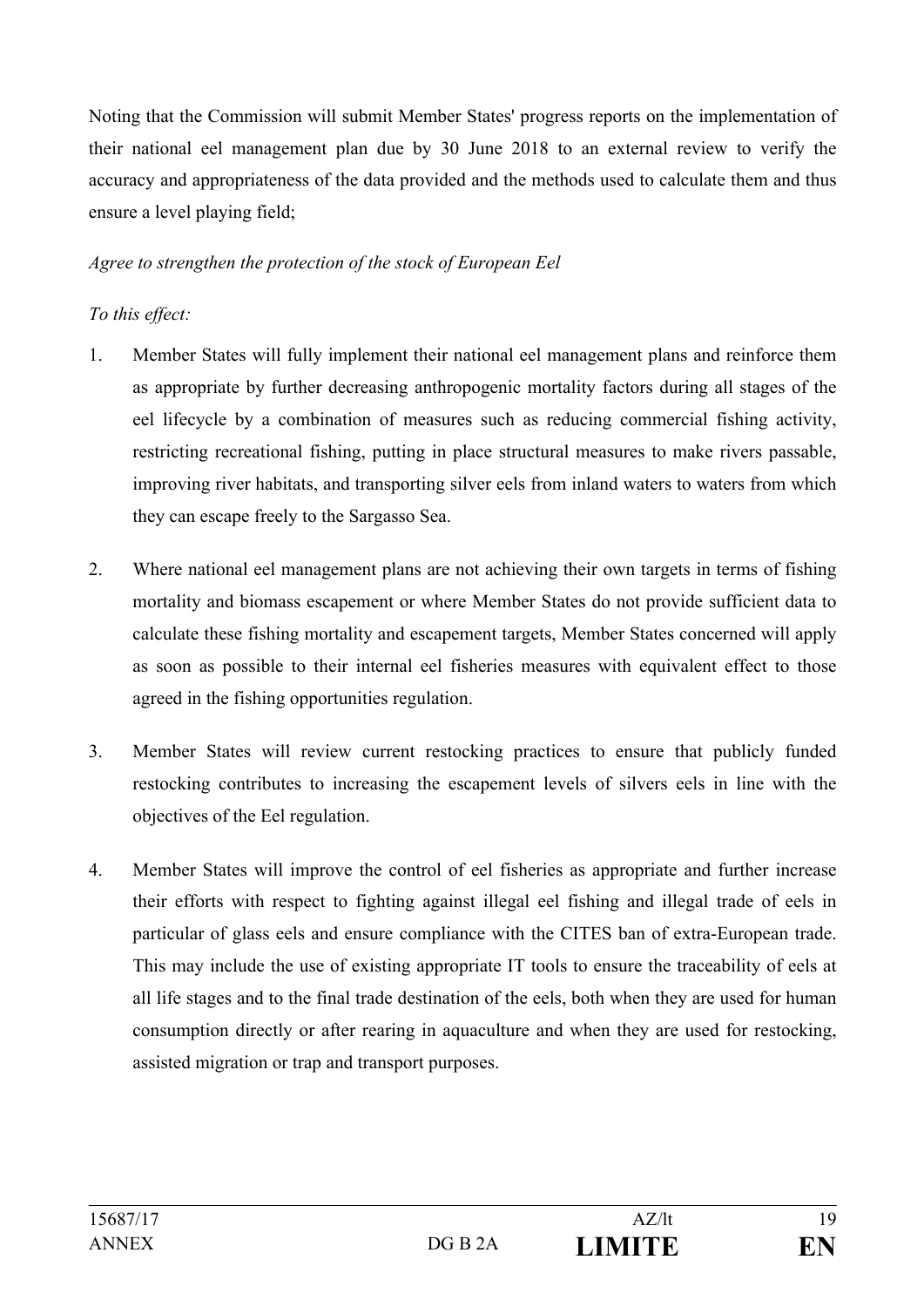Noting that the Commission will submit Member States' progress reports on the implementation of their national eel management plan due by 30 June 2018 to an external review to verify the accuracy and appropriateness of the data provided and the methods used to calculate them and thus ensure a level playing field;

*Agree to strengthen the protection of the stock of European Eel*

*To this effect:*

1. Member States will fully implement their national eel management plans and reinforce them as appropriate by further decreasing anthropogenic mortality factors during all stages of the eel lifecycle by a combination of measures such as reducing commercial fishing activity, restricting recreational fishing, putting in place structural measures to make rivers passable, improving river habitats, and transporting silver eels from inland waters to waters from which they can escape freely to the Sargasso Sea.

2. Where national eel management plans are not achieving their own targets in terms of fishing mortality and biomass escapement or where Member States do not provide sufficient data to calculate these fishing mortality and escapement targets, Member States concerned will apply as soon as possible to their internal eel fisheries measures with equivalent effect to those agreed in the fishing opportunities regulation.

3. Member States will review current restocking practices to ensure that publicly funded restocking contributes to increasing the escapement levels of silvers eels in line with the objectives of the Eel regulation.

4. Member States will improve the control of eel fisheries as appropriate and further increase their efforts with respect to fighting against illegal eel fishing and illegal trade of eels in particular of glass eels and ensure compliance with the CITES ban of extra-European trade. This may include the use of existing appropriate IT tools to ensure the traceability of eels at all life stages and to the final trade destination of the eels, both when they are used for human consumption directly or after rearing in aquaculture and when they are used for restocking, assisted migration or trap and transport purposes.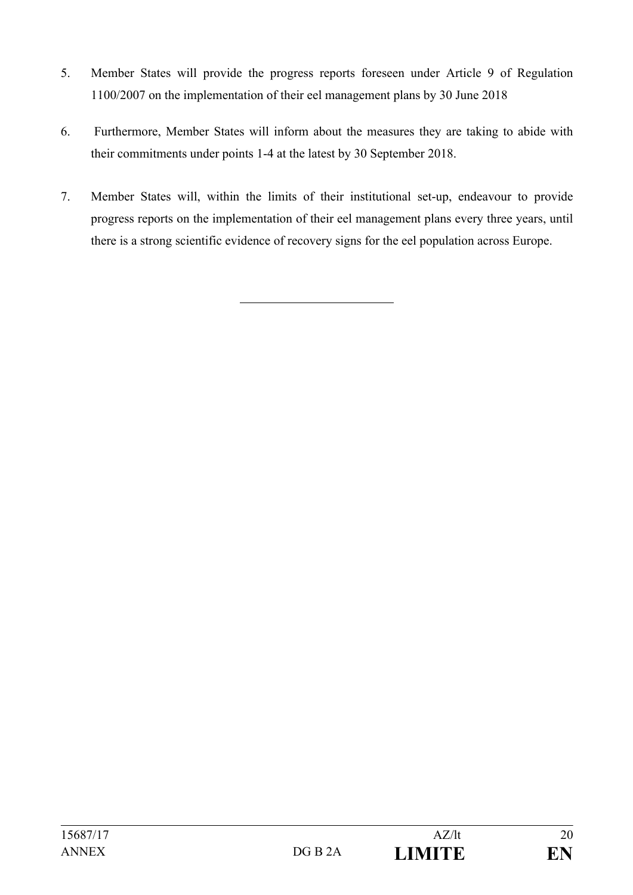5. Member States will provide the progress reports foreseen under Article 9 of Regulation 1100/2007 on the implementation of their eel management plans by 30 June 2018

6. Furthermore, Member States will inform about the measures they are taking to abide with their commitments under points 1-4 at the latest by 30 September 2018.

7. Member States will, within the limits of their institutional set-up, endeavour to provide progress reports on the implementation of their eel management plans every three years, until there is a strong scientific evidence of recovery signs for the eel population across Europe.